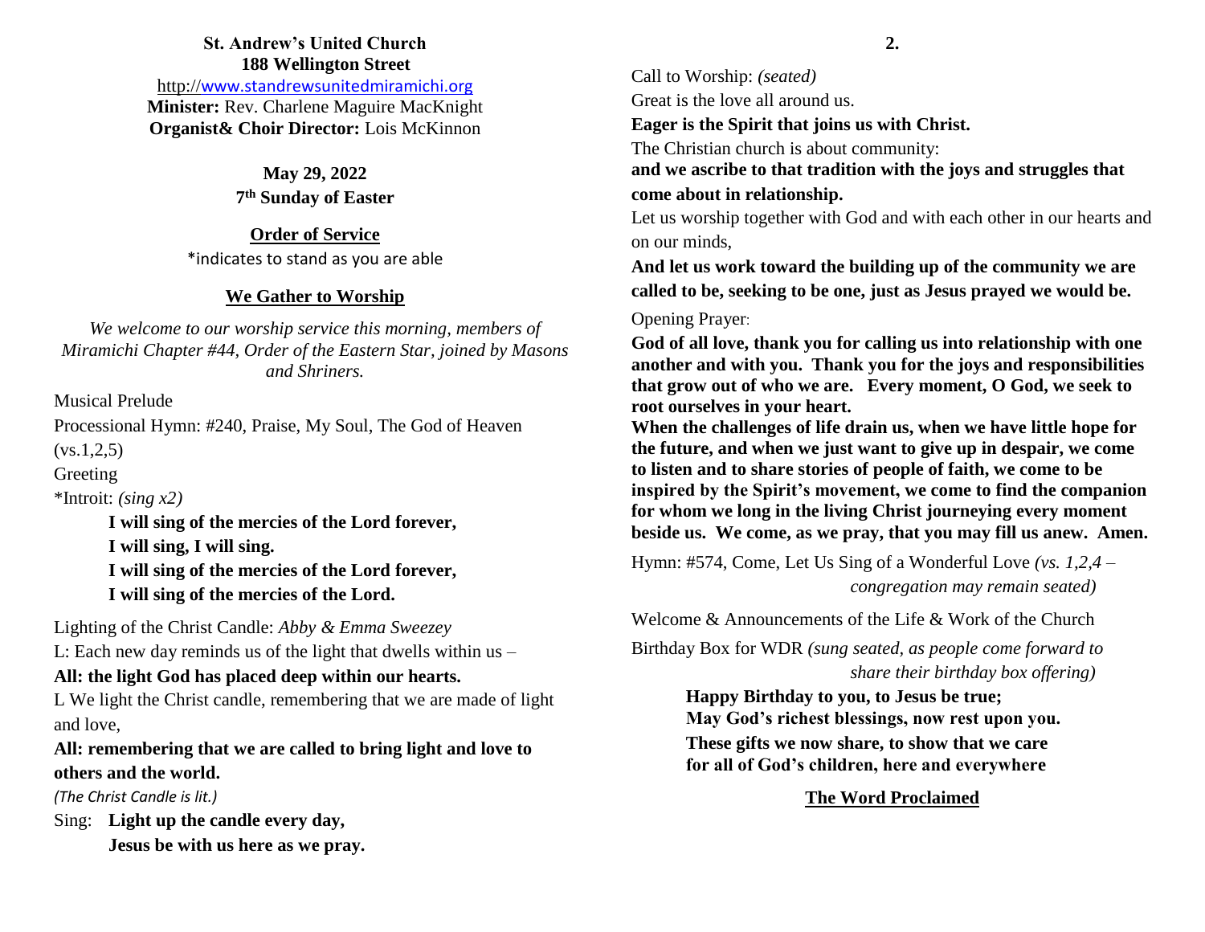**St. Andrew's United Church**
**188 Wellington Street**
http://www.standrewsunitedmiramichi.org
**Minister:** Rev. Charlene Maguire MacKnight
**Organist& Choir Director:** Lois McKinnon

**May 29, 2022**
**7th Sunday of Easter**

## Order of Service

*indicates to stand as you are able

## We Gather to Worship

*We welcome to our worship service this morning, members of Miramichi Chapter #44, Order of the Eastern Star, joined by Masons and Shriners.*

Musical Prelude

Processional Hymn: #240, Praise, My Soul, The God of Heaven (vs.1,2,5)

Greeting

*Introit: *(sing x2)*

**I will sing of the mercies of the Lord forever,**
**I will sing, I will sing.**
**I will sing of the mercies of the Lord forever,**
**I will sing of the mercies of the Lord.**

Lighting of the Christ Candle: *Abby & Emma Sweezey*

L: Each new day reminds us of the light that dwells within us –

**All: the light God has placed deep within our hearts.**

L We light the Christ candle, remembering that we are made of light and love,

**All: remembering that we are called to bring light and love to others and the world.**

*(The Christ Candle is lit.)*

Sing: **Light up the candle every day,**
**Jesus be with us here as we pray.**

Call to Worship: *(seated)*

Great is the love all around us.

**Eager is the Spirit that joins us with Christ.**

The Christian church is about community:

**and we ascribe to that tradition with the joys and struggles that come about in relationship.**

Let us worship together with God and with each other in our hearts and on our minds,

**And let us work toward the building up of the community we are called to be, seeking to be one, just as Jesus prayed we would be.**

Opening Prayer:

**God of all love, thank you for calling us into relationship with one another and with you. Thank you for the joys and responsibilities that grow out of who we are. Every moment, O God, we seek to root ourselves in your heart.**

**When the challenges of life drain us, when we have little hope for the future, and when we just want to give up in despair, we come to listen and to share stories of people of faith, we come to be inspired by the Spirit's movement, we come to find the companion for whom we long in the living Christ journeying every moment beside us. We come, as we pray, that you may fill us anew. Amen.**

Hymn: #574, Come, Let Us Sing of a Wonderful Love *(vs. 1,2,4 – congregation may remain seated)*

Welcome & Announcements of the Life & Work of the Church

Birthday Box for WDR *(sung seated, as people come forward to share their birthday box offering)*

**Happy Birthday to you, to Jesus be true;**
**May God's richest blessings, now rest upon you.**
**These gifts we now share, to show that we care**
**for all of God's children, here and everywhere**

## The Word Proclaimed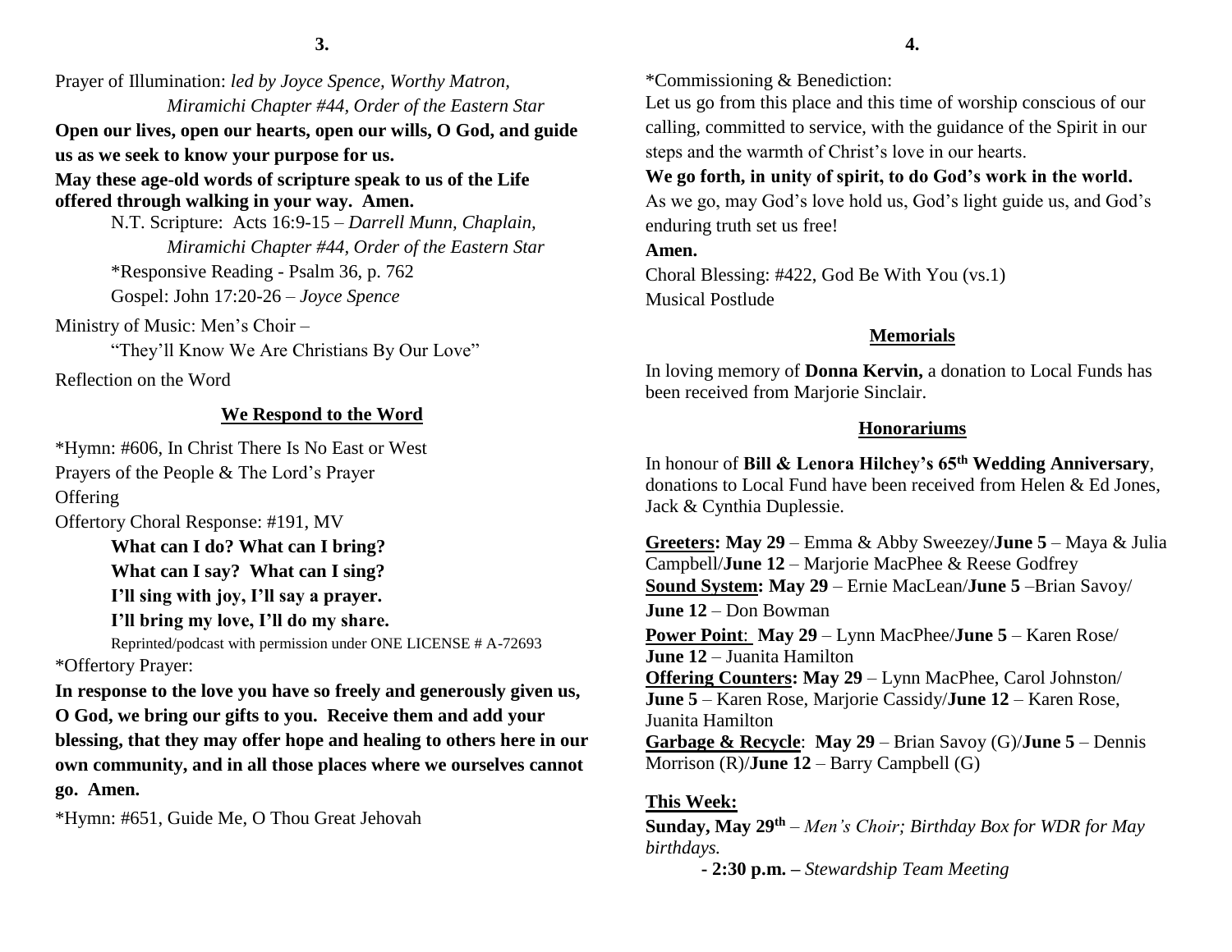Prayer of Illumination: *led by Joyce Spence, Worthy Matron, Miramichi Chapter #44, Order of the Eastern Star*

**Open our lives, open our hearts, open our wills, O God, and guide us as we seek to know your purpose for us.**

**May these age-old words of scripture speak to us of the Life offered through walking in your way. Amen.**

N.T. Scripture: Acts 16:9-15 – *Darrell Munn, Chaplain, Miramichi Chapter #44, Order of the Eastern Star*

*Responsive Reading - Psalm 36, p. 762

Gospel: John 17:20-26 – *Joyce Spence*

Ministry of Music: Men's Choir – "They'll Know We Are Christians By Our Love"

Reflection on the Word

## We Respond to the Word

*Hymn: #606, In Christ There Is No East or West

Prayers of the People & The Lord's Prayer

Offering

Offertory Choral Response: #191, MV

**What can I do? What can I bring?**
**What can I say? What can I sing?**
**I'll sing with joy, I'll say a prayer.**
**I'll bring my love, I'll do my share.**

Reprinted/podcast with permission under ONE LICENSE # A-72693

*Offertory Prayer:

**In response to the love you have so freely and generously given us, O God, we bring our gifts to you. Receive them and add your blessing, that they may offer hope and healing to others here in our own community, and in all those places where we ourselves cannot go. Amen.**

*Hymn: #651, Guide Me, O Thou Great Jehovah

*Commissioning & Benediction:

Let us go from this place and this time of worship conscious of our calling, committed to service, with the guidance of the Spirit in our steps and the warmth of Christ's love in our hearts.

**We go forth, in unity of spirit, to do God's work in the world.**

As we go, may God's love hold us, God's light guide us, and God's enduring truth set us free!

**Amen.**

Choral Blessing: #422, God Be With You (vs.1)

Musical Postlude

## Memorials

In loving memory of **Donna Kervin,** a donation to Local Funds has been received from Marjorie Sinclair.

## Honorariums

In honour of **Bill & Lenora Hilchey's 65th Wedding Anniversary**, donations to Local Fund have been received from Helen & Ed Jones, Jack & Cynthia Duplessie.

**Greeters: May 29** – Emma & Abby Sweezey/**June 5** – Maya & Julia Campbell/**June 12** – Marjorie MacPhee & Reese Godfrey

**Sound System: May 29** – Ernie MacLean/**June 5** –Brian Savoy/**June 12** – Don Bowman

**Power Point**: **May 29** – Lynn MacPhee/**June 5** – Karen Rose/**June 12** – Juanita Hamilton

**Offering Counters: May 29** – Lynn MacPhee, Carol Johnston/**June 5** – Karen Rose, Marjorie Cassidy/**June 12** – Karen Rose, Juanita Hamilton

**Garbage & Recycle**: **May 29** – Brian Savoy (G)/**June 5** – Dennis Morrison (R)/**June 12** – Barry Campbell (G)

## This Week:

**Sunday, May 29th** – *Men's Choir; Birthday Box for WDR for May birthdays.*

**- 2:30 p.m. –** *Stewardship Team Meeting*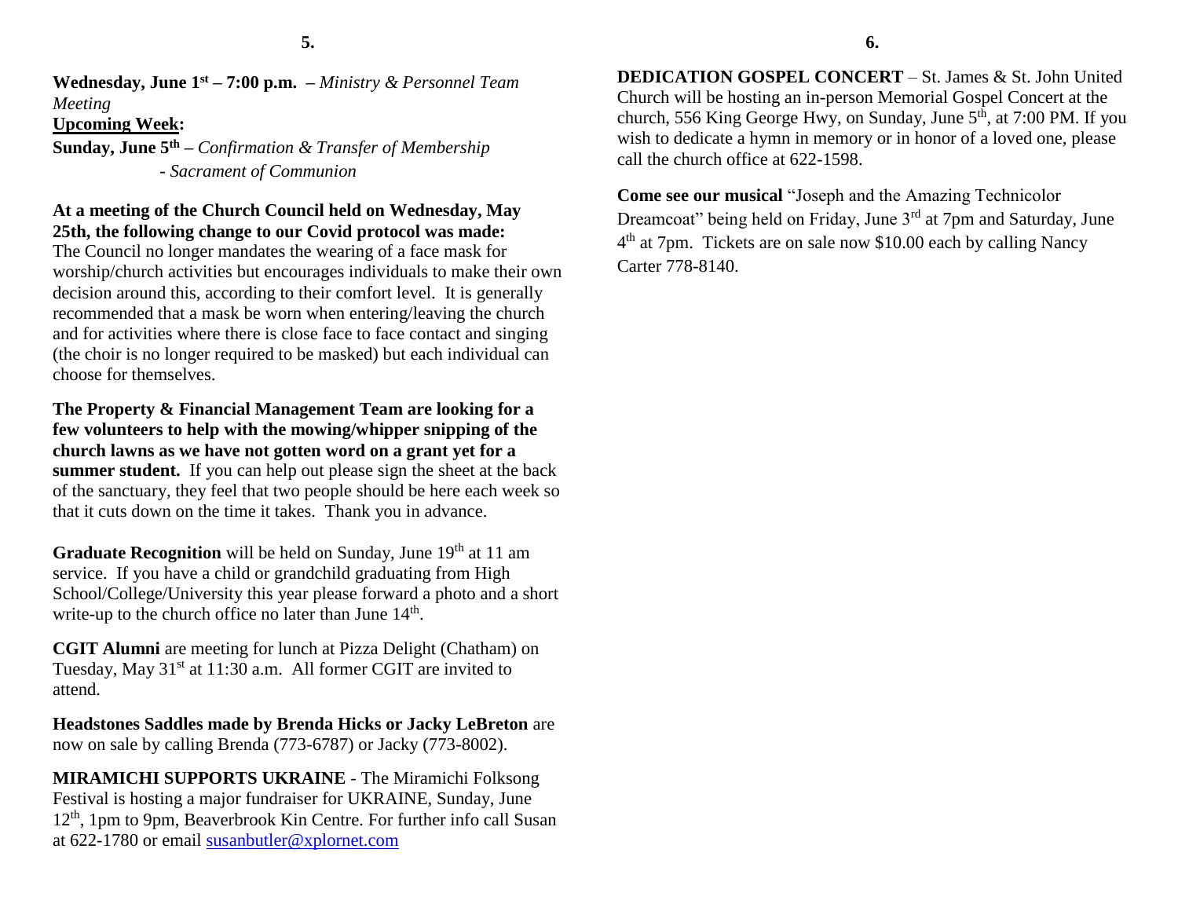**Wednesday, June 1st – 7:00 p.m.** – *Ministry & Personnel Team Meeting*

**Upcoming Week:**

**Sunday, June 5th –** *Confirmation & Transfer of Membership*
*- Sacrament of Communion*

**At a meeting of the Church Council held on Wednesday, May 25th, the following change to our Covid protocol was made:** The Council no longer mandates the wearing of a face mask for worship/church activities but encourages individuals to make their own decision around this, according to their comfort level. It is generally recommended that a mask be worn when entering/leaving the church and for activities where there is close face to face contact and singing (the choir is no longer required to be masked) but each individual can choose for themselves.

**The Property & Financial Management Team are looking for a few volunteers to help with the mowing/whipper snipping of the church lawns as we have not gotten word on a grant yet for a summer student.** If you can help out please sign the sheet at the back of the sanctuary, they feel that two people should be here each week so that it cuts down on the time it takes. Thank you in advance.

**Graduate Recognition** will be held on Sunday, June 19th at 11 am service. If you have a child or grandchild graduating from High School/College/University this year please forward a photo and a short write-up to the church office no later than June 14th.

**CGIT Alumni** are meeting for lunch at Pizza Delight (Chatham) on Tuesday, May 31st at 11:30 a.m. All former CGIT are invited to attend.

**Headstones Saddles made by Brenda Hicks or Jacky LeBreton** are now on sale by calling Brenda (773-6787) or Jacky (773-8002).

**MIRAMICHI SUPPORTS UKRAINE** - The Miramichi Folksong Festival is hosting a major fundraiser for UKRAINE, Sunday, June 12th, 1pm to 9pm, Beaverbrook Kin Centre. For further info call Susan at 622-1780 or email susanbutler@xplornet.com

**DEDICATION GOSPEL CONCERT** – St. James & St. John United Church will be hosting an in-person Memorial Gospel Concert at the church, 556 King George Hwy, on Sunday, June 5th, at 7:00 PM. If you wish to dedicate a hymn in memory or in honor of a loved one, please call the church office at 622-1598.

**Come see our musical** "Joseph and the Amazing Technicolor Dreamcoat" being held on Friday, June 3rd at 7pm and Saturday, June 4th at 7pm. Tickets are on sale now $10.00 each by calling Nancy Carter 778-8140.